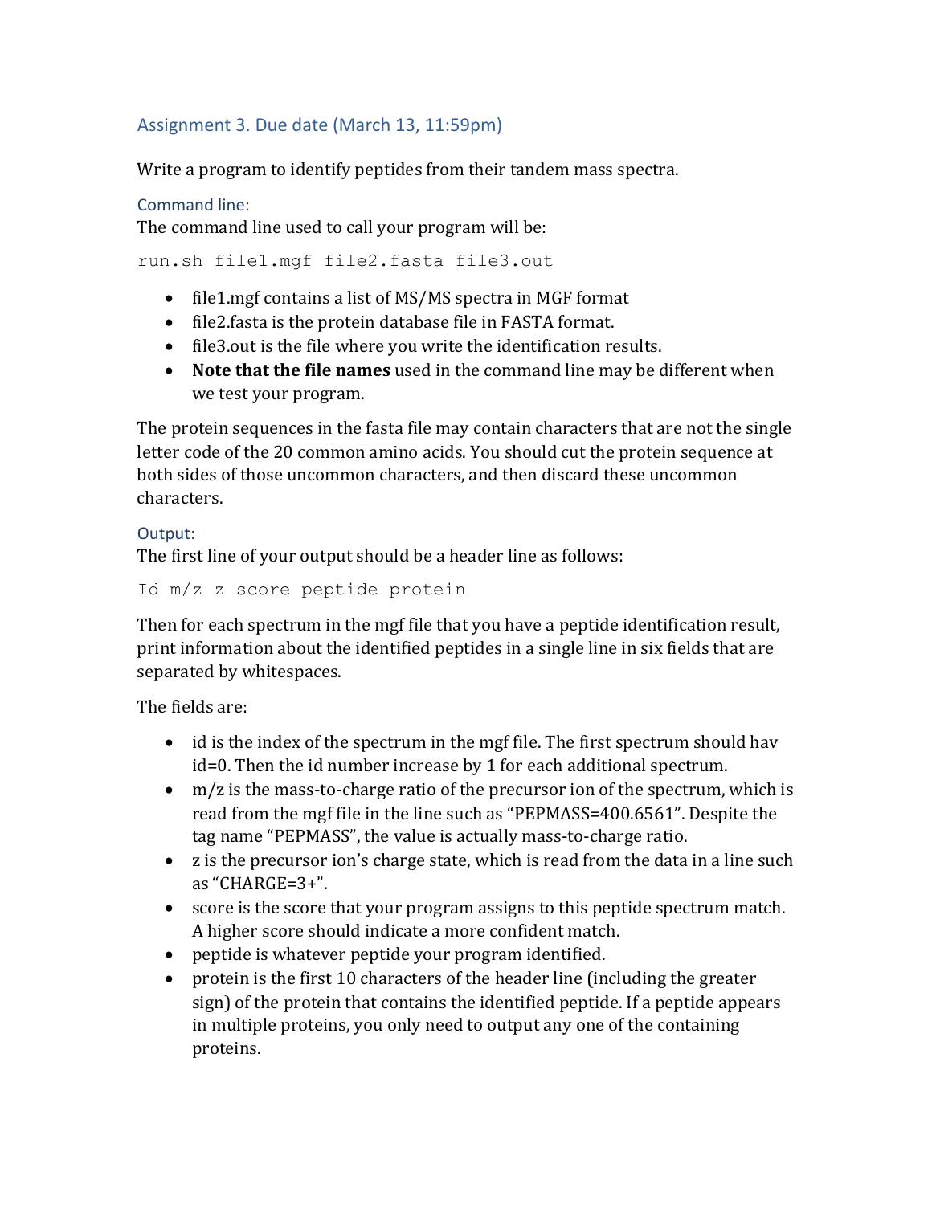## Assignment 3. Due date (March 13, 11:59pm)

Write a program to identify peptides from their tandem mass spectra.

### Command line:

The command line used to call your program will be:

```
run.sh file1.mgf file2.fasta file3.out
```

- file1.mgf contains a list of MS/MS spectra in MGF format
- file2.fasta is the protein database file in FASTA format.
- file3.out is the file where you write the identification results.
- **Note that the file names** used in the command line may be different when we test your program.

The protein sequences in the fasta file may contain characters that are not the single letter code of the 20 common amino acids. You should cut the protein sequence at both sides of those uncommon characters, and then discard these uncommon characters.

### Output:

The first line of your output should be a header line as follows:

```
Id m/z z score peptide protein
```

Then for each spectrum in the mgf file that you have a peptide identification result, print information about the identified peptides in a single line in six fields that are separated by whitespaces.

The fields are:

- id is the index of the spectrum in the mgf file. The first spectrum should hav id=0. Then the id number increase by 1 for each additional spectrum.
- m/z is the mass-to-charge ratio of the precursor ion of the spectrum, which is read from the mgf file in the line such as "PEPMASS=400.6561". Despite the tag name "PEPMASS", the value is actually mass-to-charge ratio.
- z is the precursor ion's charge state, which is read from the data in a line such as "CHARGE=3+".
- score is the score that your program assigns to this peptide spectrum match. A higher score should indicate a more confident match.
- peptide is whatever peptide your program identified.
- protein is the first 10 characters of the header line (including the greater sign) of the protein that contains the identified peptide. If a peptide appears in multiple proteins, you only need to output any one of the containing proteins.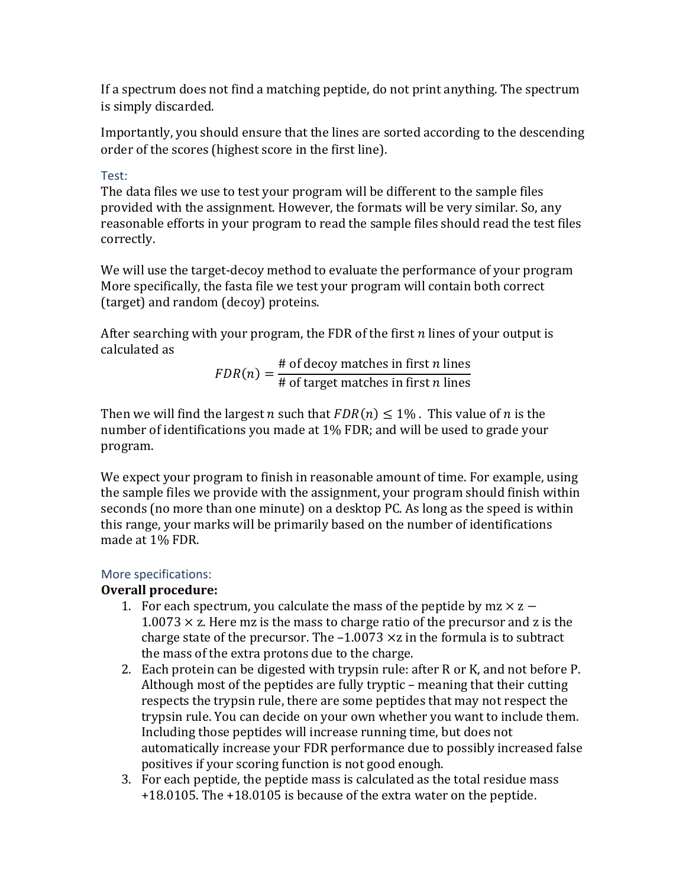If a spectrum does not find a matching peptide, do not print anything. The spectrum is simply discarded.

Importantly, you should ensure that the lines are sorted according to the descending order of the scores (highest score in the first line).

### Test:

The data files we use to test your program will be different to the sample files provided with the assignment. However, the formats will be very similar. So, any reasonable efforts in your program to read the sample files should read the test files correctly.

We will use the target-decoy method to evaluate the performance of your program More specifically, the fasta file we test your program will contain both correct (target) and random (decoy) proteins.

After searching with your program, the FDR of the first $n$ lines of your output is calculated as

$$FDR(n) = \frac{\text{\# of decoy matches in first } n \text{ lines}}{\text{\# of target matches in first } n \text{ lines}}$$

Then we will find the largest $n$ such that $FDR(n) \leq 1\%$. This value of $n$ is the number of identifications you made at 1% FDR; and will be used to grade your program.

We expect your program to finish in reasonable amount of time. For example, using the sample files we provide with the assignment, your program should finish within seconds (no more than one minute) on a desktop PC. As long as the speed is within this range, your marks will be primarily based on the number of identifications made at 1% FDR.

### More specifications:

**Overall procedure:**

1. For each spectrum, you calculate the mass of the peptide by $\text{mz} \times \text{z} - 1.0073 \times \text{z}$. Here mz is the mass to charge ratio of the precursor and z is the charge state of the precursor. The $-1.0073 \times \text{z}$ in the formula is to subtract the mass of the extra protons due to the charge.
2. Each protein can be digested with trypsin rule: after R or K, and not before P. Although most of the peptides are fully tryptic – meaning that their cutting respects the trypsin rule, there are some peptides that may not respect the trypsin rule. You can decide on your own whether you want to include them. Including those peptides will increase running time, but does not automatically increase your FDR performance due to possibly increased false positives if your scoring function is not good enough.
3. For each peptide, the peptide mass is calculated as the total residue mass +18.0105. The +18.0105 is because of the extra water on the peptide.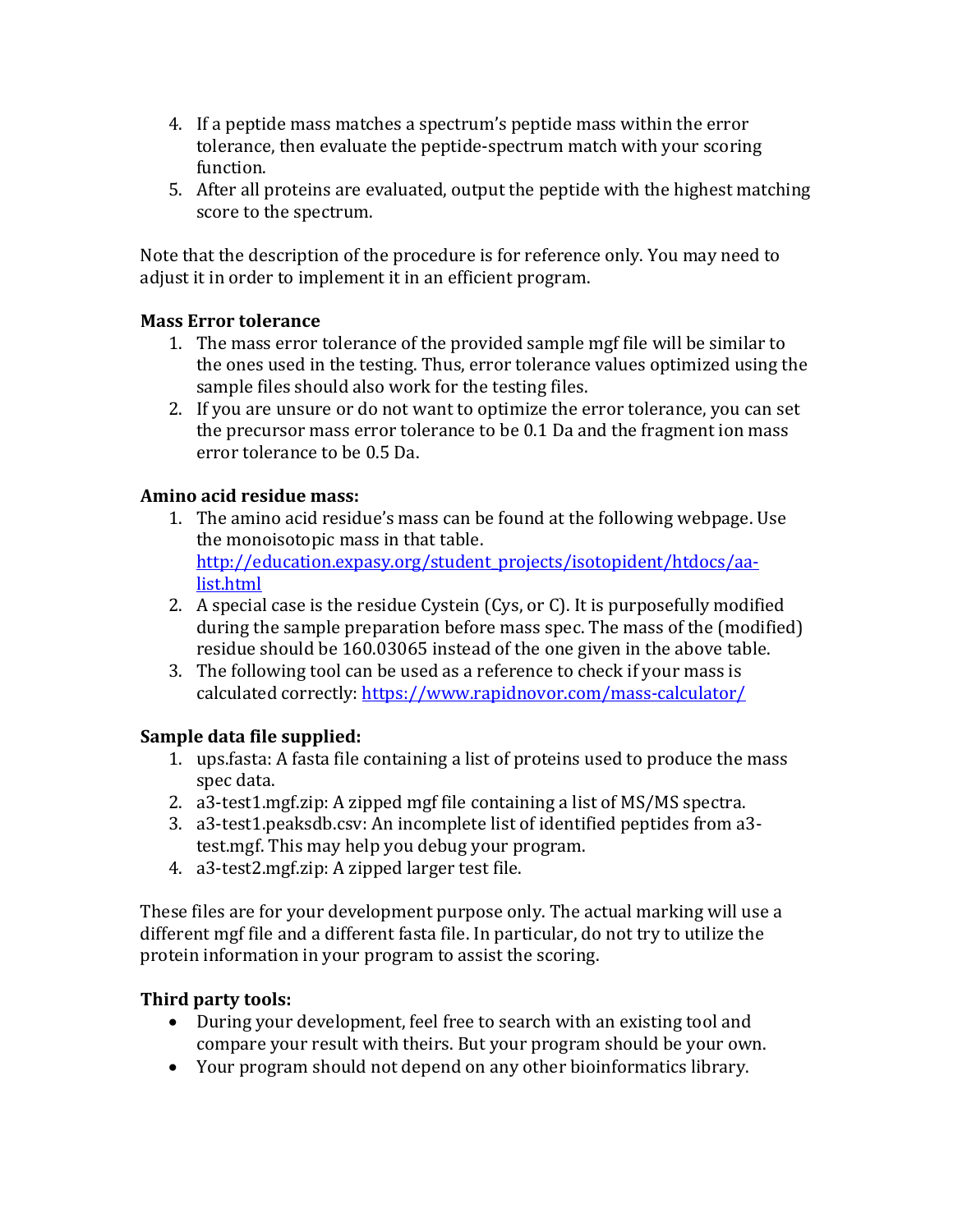4. If a peptide mass matches a spectrum's peptide mass within the error tolerance, then evaluate the peptide-spectrum match with your scoring function.
5. After all proteins are evaluated, output the peptide with the highest matching score to the spectrum.

Note that the description of the procedure is for reference only. You may need to adjust it in order to implement it in an efficient program.

**Mass Error tolerance**

1. The mass error tolerance of the provided sample mgf file will be similar to the ones used in the testing. Thus, error tolerance values optimized using the sample files should also work for the testing files.
2. If you are unsure or do not want to optimize the error tolerance, you can set the precursor mass error tolerance to be 0.1 Da and the fragment ion mass error tolerance to be 0.5 Da.

**Amino acid residue mass:**

1. The amino acid residue's mass can be found at the following webpage. Use the monoisotopic mass in that table. [http://education.expasy.org/student_projects/isotopident/htdocs/aa-list.html](http://education.expasy.org/student_projects/isotopident/htdocs/aa-list.html)
2. A special case is the residue Cystein (Cys, or C). It is purposefully modified during the sample preparation before mass spec. The mass of the (modified) residue should be 160.03065 instead of the one given in the above table.
3. The following tool can be used as a reference to check if your mass is calculated correctly: [https://www.rapidnovor.com/mass-calculator/](https://www.rapidnovor.com/mass-calculator/)

**Sample data file supplied:**

1. ups.fasta: A fasta file containing a list of proteins used to produce the mass spec data.
2. a3-test1.mgf.zip: A zipped mgf file containing a list of MS/MS spectra.
3. a3-test1.peaksdb.csv: An incomplete list of identified peptides from a3-test.mgf. This may help you debug your program.
4. a3-test2.mgf.zip: A zipped larger test file.

These files are for your development purpose only. The actual marking will use a different mgf file and a different fasta file. In particular, do not try to utilize the protein information in your program to assist the scoring.

**Third party tools:**

- During your development, feel free to search with an existing tool and compare your result with theirs. But your program should be your own.
- Your program should not depend on any other bioinformatics library.